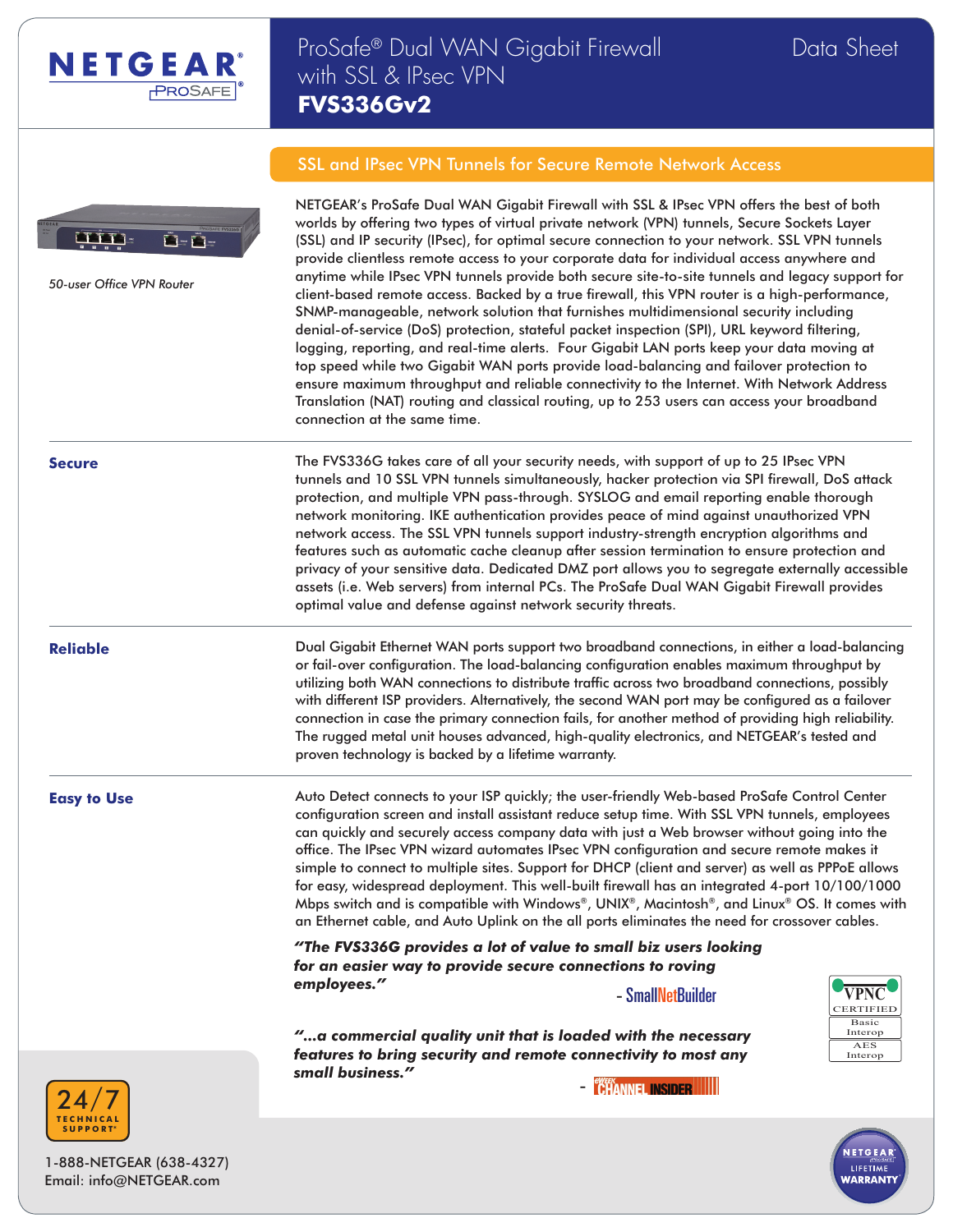# ProSafe® Dual WAN Gigabit Firewall with SSL & IPsec VPN

**FVS336Gv2**

Data Sheet

## SSL and IPsec VPN Tunnels for Secure Remote Network Access

*50-user Office VPN Router*

NETGEAR's ProSafe Dual WAN Gigabit Firewall with SSL & IPsec VPN offers the best of both worlds by offering two types of virtual private network (VPN) tunnels, Secure Sockets Layer (SSL) and IP security (IPsec), for optimal secure connection to your network. SSL VPN tunnels provide clientless remote access to your corporate data for individual access anywhere and anytime while IPsec VPN tunnels provide both secure site-to-site tunnels and legacy support for client-based remote access. Backed by a true firewall, this VPN router is a high-performance, SNMP-manageable, network solution that furnishes multidimensional security including denial-of-service (DoS) protection, stateful packet inspection (SPI), URL keyword filtering, logging, reporting, and real-time alerts. Four Gigabit LAN ports keep your data moving at top speed while two Gigabit WAN ports provide load-balancing and failover protection to ensure maximum throughput and reliable connectivity to the Internet. With Network Address Translation (NAT) routing and classical routing, up to 253 users can access your broadband connection at the same time.

### Secure

The FVS336G takes care of all your security needs, with support of up to 25 IPsec VPN tunnels and 10 SSL VPN tunnels simultaneously, hacker protection via SPI firewall, DoS attack protection, and multiple VPN pass-through. SYSLOG and email reporting enable thorough network monitoring. IKE authentication provides peace of mind against unauthorized VPN network access. The SSL VPN tunnels support industry-strength encryption algorithms and features such as automatic cache cleanup after session termination to ensure protection and privacy of your sensitive data. Dedicated DMZ port allows you to segregate externally accessible assets (i.e. Web servers) from internal PCs. The ProSafe Dual WAN Gigabit Firewall provides optimal value and defense against network security threats.

### Reliable

Dual Gigabit Ethernet WAN ports support two broadband connections, in either a load-balancing or fail-over configuration. The load-balancing configuration enables maximum throughput by utilizing both WAN connections to distribute traffic across two broadband connections, possibly with different ISP providers. Alternatively, the second WAN port may be configured as a failover connection in case the primary connection fails, for another method of providing high reliability. The rugged metal unit houses advanced, high-quality electronics, and NETGEAR's tested and proven technology is backed by a lifetime warranty.

### Easy to Use

Auto Detect connects to your ISP quickly; the user-friendly Web-based ProSafe Control Center configuration screen and install assistant reduce setup time. With SSL VPN tunnels, employees can quickly and securely access company data with just a Web browser without going into the office. The IPsec VPN wizard automates IPsec VPN configuration and secure remote makes it simple to connect to multiple sites. Support for DHCP (client and server) as well as PPPoE allows for easy, widespread deployment. This well-built firewall has an integrated 4-port 10/100/1000 Mbps switch and is compatible with Windows®, UNIX®, Macintosh®, and Linux® OS. It comes with an Ethernet cable, and Auto Uplink on the all ports eliminates the need for crossover cables.

***"The FVS336G provides a lot of value to small biz users looking for an easier way to provide secure connections to roving employees."***

- SmallNetBuilder

***"...a commercial quality unit that is loaded with the necessary features to bring security and remote connectivity to most any small business."***

- eWEEK Channel Insider

VPNC CERTIFIED — Basic Interop — AES Interop

24/7 Technical Support

1-888-NETGEAR (638-4327)
Email: info@NETGEAR.com

NETGEAR ProSafe Lifetime Warranty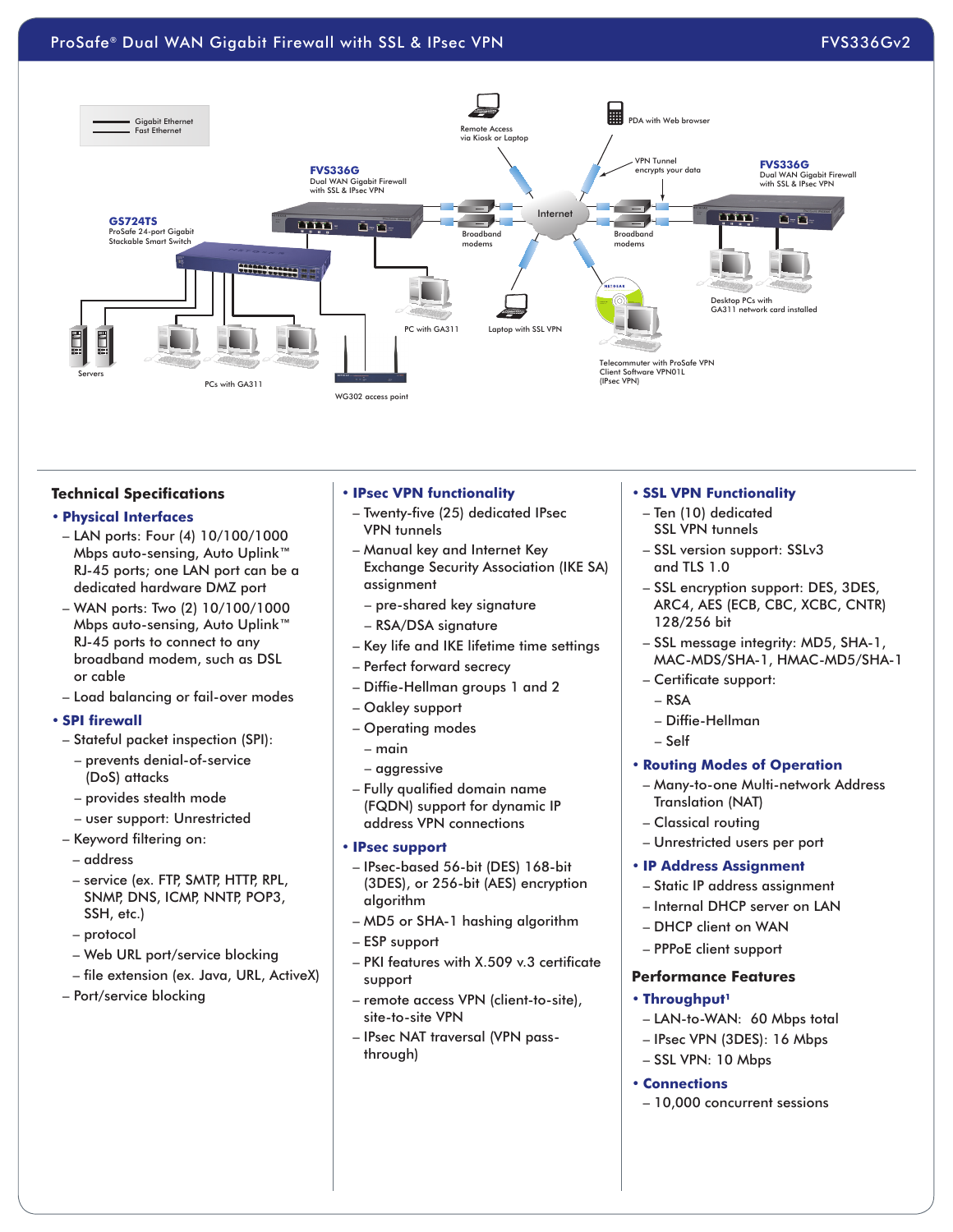## Technical Specifications

- **Physical Interfaces**
  - LAN ports: Four (4) 10/100/1000 Mbps auto-sensing, Auto Uplink™ RJ-45 ports; one LAN port can be a dedicated hardware DMZ port
  - WAN ports: Two (2) 10/100/1000 Mbps auto-sensing, Auto Uplink™ RJ-45 ports to connect to any broadband modem, such as DSL or cable
  - Load balancing or fail-over modes
- **SPI firewall**
  - Stateful packet inspection (SPI):
    - prevents denial-of-service (DoS) attacks
    - provides stealth mode
    - user support: Unrestricted
  - Keyword filtering on:
    - address
    - service (ex. FTP, SMTP, HTTP, RPL, SNMP, DNS, ICMP, NNTP, POP3, SSH, etc.)
    - protocol
    - Web URL port/service blocking
    - file extension (ex. Java, URL, ActiveX)
  - Port/service blocking
- **IPsec VPN functionality**
  - Twenty-five (25) dedicated IPsec VPN tunnels
  - Manual key and Internet Key Exchange Security Association (IKE SA) assignment
    - pre-shared key signature
    - RSA/DSA signature
  - Key life and IKE lifetime time settings
  - Perfect forward secrecy
  - Diffie-Hellman groups 1 and 2
  - Oakley support
  - Operating modes
    - main
    - aggressive
  - Fully qualified domain name (FQDN) support for dynamic IP address VPN connections
- **IPsec support**
  - IPsec-based 56-bit (DES) 168-bit (3DES), or 256-bit (AES) encryption algorithm
  - MD5 or SHA-1 hashing algorithm
  - ESP support
  - PKI features with X.509 v.3 certificate support
  - remote access VPN (client-to-site), site-to-site VPN
  - IPsec NAT traversal (VPN pass-through)
- **SSL VPN Functionality**
  - Ten (10) dedicated SSL VPN tunnels
  - SSL version support: SSLv3 and TLS 1.0
  - SSL encryption support: DES, 3DES, ARC4, AES (ECB, CBC, XCBC, CNTR) 128/256 bit
  - SSL message integrity: MD5, SHA-1, MAC-MDS/SHA-1, HMAC-MD5/SHA-1
  - Certificate support:
    - RSA
    - Diffie-Hellman
    - Self
- **Routing Modes of Operation**
  - Many-to-one Multi-network Address Translation (NAT)
  - Classical routing
  - Unrestricted users per port
- **IP Address Assignment**
  - Static IP address assignment
  - Internal DHCP server on LAN
  - DHCP client on WAN
  - PPPoE client support

## Performance Features

- **Throughput[1]**
  - LAN-to-WAN: 60 Mbps total
  - IPsec VPN (3DES): 16 Mbps
  - SSL VPN: 10 Mbps
- **Connections**
  - 10,000 concurrent sessions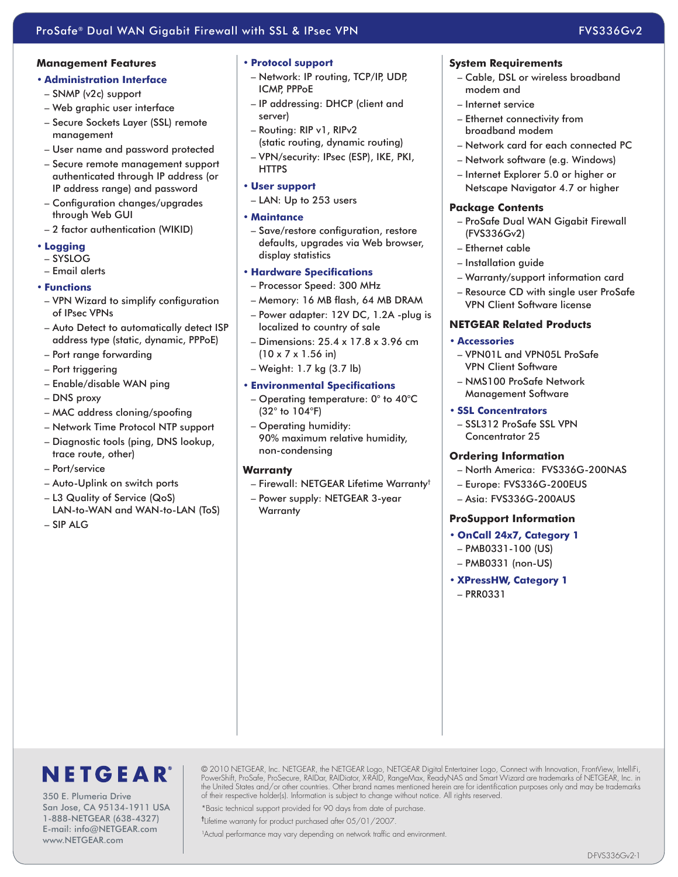# ProSafe® Dual WAN Gigabit Firewall with SSL & IPsec VPN — FVS336Gv2

## Management Features

- **Administration Interface**
  - SNMP (v2c) support
  - Web graphic user interface
  - Secure Sockets Layer (SSL) remote management
  - User name and password protected
  - Secure remote management support authenticated through IP address (or IP address range) and password
  - Configuration changes/upgrades through Web GUI
  - 2 factor authentication (WIKID)
- **Logging**
  - SYSLOG
  - Email alerts
- **Functions**
  - VPN Wizard to simplify configuration of IPsec VPNs
  - Auto Detect to automatically detect ISP address type (static, dynamic, PPPoE)
  - Port range forwarding
  - Port triggering
  - Enable/disable WAN ping
  - DNS proxy
  - MAC address cloning/spoofing
  - Network Time Protocol NTP support
  - Diagnostic tools (ping, DNS lookup, trace route, other)
  - Port/service
  - Auto-Uplink on switch ports
  - L3 Quality of Service (QoS) LAN-to-WAN and WAN-to-LAN (ToS)
  - SIP ALG
- **Protocol support**
  - Network: IP routing, TCP/IP, UDP, ICMP, PPPoE
  - IP addressing: DHCP (client and server)
  - Routing: RIP v1, RIPv2 (static routing, dynamic routing)
  - VPN/security: IPsec (ESP), IKE, PKI, HTTPS
- **User support**
  - LAN: Up to 253 users
- **Maintance**
  - Save/restore configuration, restore defaults, upgrades via Web browser, display statistics
- **Hardware Specifications**
  - Processor Speed: 300 MHz
  - Memory: 16 MB flash, 64 MB DRAM
  - Power adapter: 12V DC, 1.2A -plug is localized to country of sale
  - Dimensions: 25.4 x 17.8 x 3.96 cm (10 x 7 x 1.56 in)
  - Weight: 1.7 kg (3.7 lb)
- **Environmental Specifications**
  - Operating temperature: 0° to 40°C (32° to 104°F)
  - Operating humidity: 90% maximum relative humidity, non-condensing

## Warranty

- Firewall: NETGEAR Lifetime Warranty†
- Power supply: NETGEAR 3-year Warranty

## System Requirements

- Cable, DSL or wireless broadband modem and
- Internet service
- Ethernet connectivity from broadband modem
- Network card for each connected PC
- Network software (e.g. Windows)
- Internet Explorer 5.0 or higher or Netscape Navigator 4.7 or higher

## Package Contents

- ProSafe Dual WAN Gigabit Firewall (FVS336Gv2)
- Ethernet cable
- Installation guide
- Warranty/support information card
- Resource CD with single user ProSafe VPN Client Software license

## NETGEAR Related Products

- **Accessories**
  - VPN01L and VPN05L ProSafe VPN Client Software
  - NMS100 ProSafe Network Management Software
- **SSL Concentrators**
  - SSL312 ProSafe SSL VPN Concentrator 25

## Ordering Information

- North America: FVS336G-200NAS
- Europe: FVS336G-200EUS
- Asia: FVS336G-200AUS

## ProSupport Information

- **OnCall 24x7, Category 1**
  - PMB0331-100 (US)
  - PMB0331 (non-US)
- **XPressHW, Category 1**
  - PRR0331

---

**NETGEAR®**

350 E. Plumeria Drive
San Jose, CA 95134-1911 USA
1-888-NETGEAR (638-4327)
E-mail: info@NETGEAR.com
www.NETGEAR.com

© 2010 NETGEAR, Inc. NETGEAR, the NETGEAR Logo, NETGEAR Digital Entertainer Logo, Connect with Innovation, FrontView, IntelliFi, PowerShift, ProSafe, ProSecure, RAIDar, RAIDiator, X-RAID, RangeMax, ReadyNAS and Smart Wizard are trademarks of NETGEAR, Inc. in the United States and/or other countries. Other brand names mentioned herein are for identification purposes only and may be trademarks of their respective holder(s). Information is subject to change without notice. All rights reserved.

*Basic technical support provided for 90 days from date of purchase.

†Lifetime warranty for product purchased after 05/01/2007.

[1]Actual performance may vary depending on network traffic and environment.

D-FVS336Gv2-1